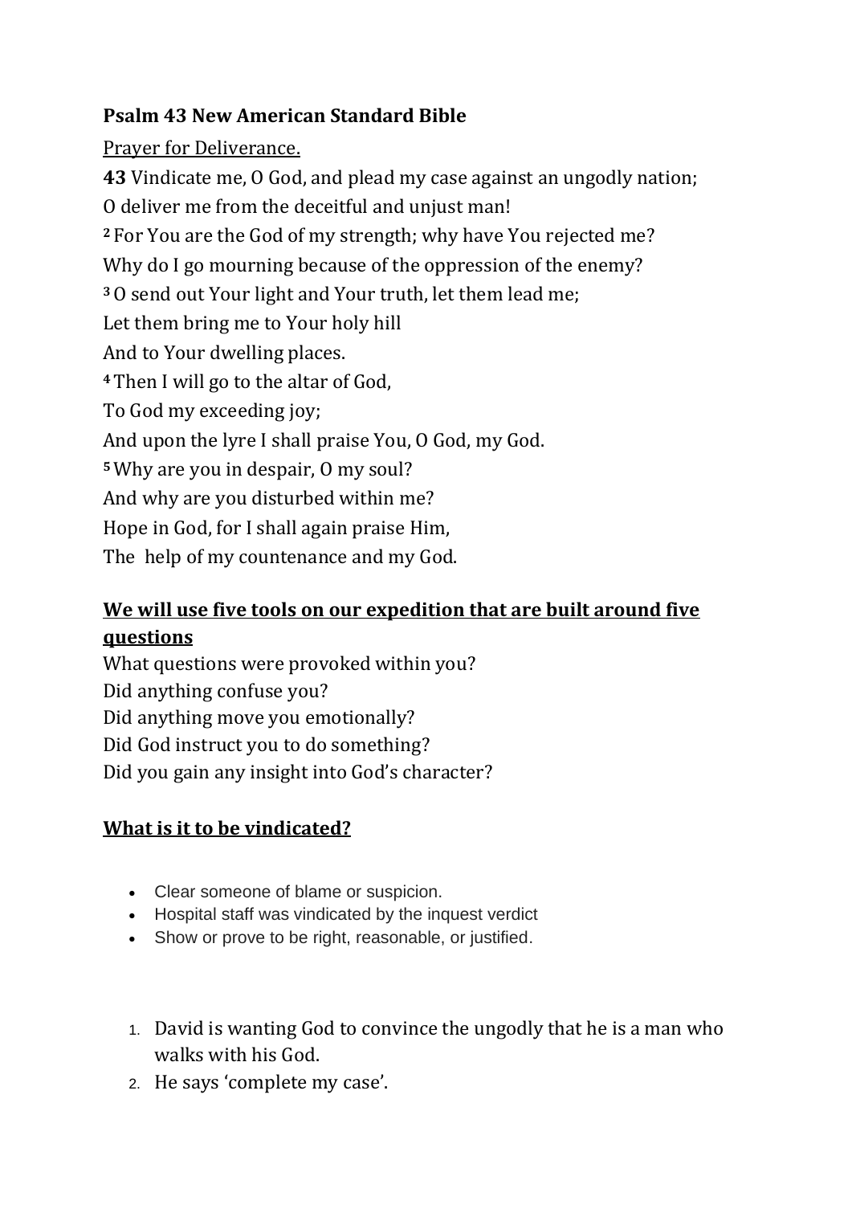**Psalm 43 New American Standard Bible**

Prayer for Deliverance.

**43** Vindicate me, O God, and plead my case against an ungodly nation;
O deliver me from the deceitful and unjust man!
2 For You are the God of my strength; why have You rejected me?
Why do I go mourning because of the oppression of the enemy?
3 O send out Your light and Your truth, let them lead me;
Let them bring me to Your holy hill
And to Your dwelling places.
4 Then I will go to the altar of God,
To God my exceeding joy;
And upon the lyre I shall praise You, O God, my God.
5 Why are you in despair, O my soul?
And why are you disturbed within me?
Hope in God, for I shall again praise Him,
The help of my countenance and my God.

**We will use five tools on our expedition that are built around five questions**

What questions were provoked within you?
Did anything confuse you?
Did anything move you emotionally?
Did God instruct you to do something?
Did you gain any insight into God's character?

**What is it to be vindicated?**

- Clear someone of blame or suspicion.
- Hospital staff was vindicated by the inquest verdict
- Show or prove to be right, reasonable, or justified.

1. David is wanting God to convince the ungodly that he is a man who walks with his God.
2. He says 'complete my case'.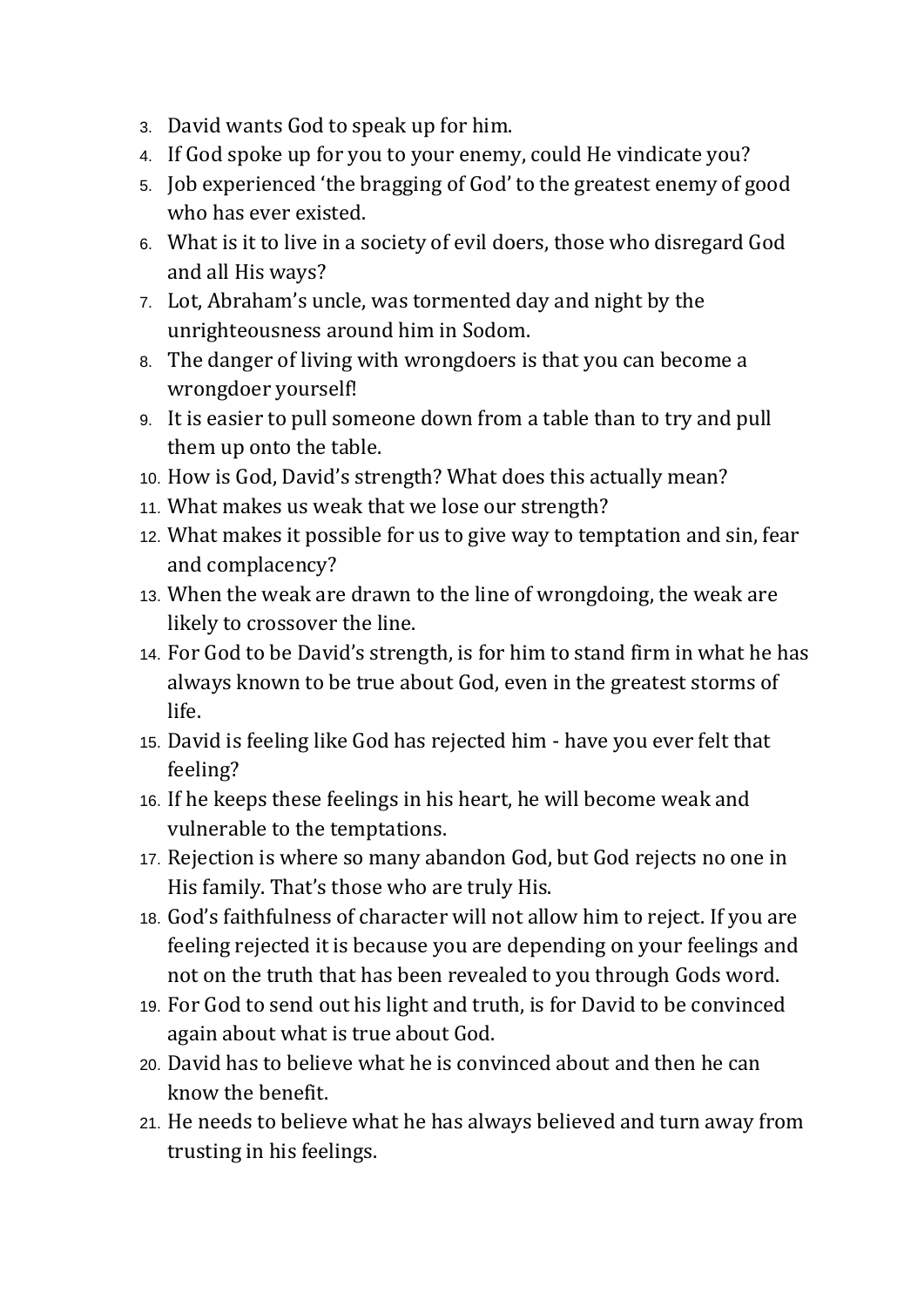3. David wants God to speak up for him.
4. If God spoke up for you to your enemy, could He vindicate you?
5. Job experienced 'the bragging of God' to the greatest enemy of good who has ever existed.
6. What is it to live in a society of evil doers, those who disregard God and all His ways?
7. Lot, Abraham's uncle, was tormented day and night by the unrighteousness around him in Sodom.
8. The danger of living with wrongdoers is that you can become a wrongdoer yourself!
9. It is easier to pull someone down from a table than to try and pull them up onto the table.
10. How is God, David's strength? What does this actually mean?
11. What makes us weak that we lose our strength?
12. What makes it possible for us to give way to temptation and sin, fear and complacency?
13. When the weak are drawn to the line of wrongdoing, the weak are likely to crossover the line.
14. For God to be David's strength, is for him to stand firm in what he has always known to be true about God, even in the greatest storms of life.
15. David is feeling like God has rejected him - have you ever felt that feeling?
16. If he keeps these feelings in his heart, he will become weak and vulnerable to the temptations.
17. Rejection is where so many abandon God, but God rejects no one in His family. That's those who are truly His.
18. God's faithfulness of character will not allow him to reject. If you are feeling rejected it is because you are depending on your feelings and not on the truth that has been revealed to you through Gods word.
19. For God to send out his light and truth, is for David to be convinced again about what is true about God.
20. David has to believe what he is convinced about and then he can know the benefit.
21. He needs to believe what he has always believed and turn away from trusting in his feelings.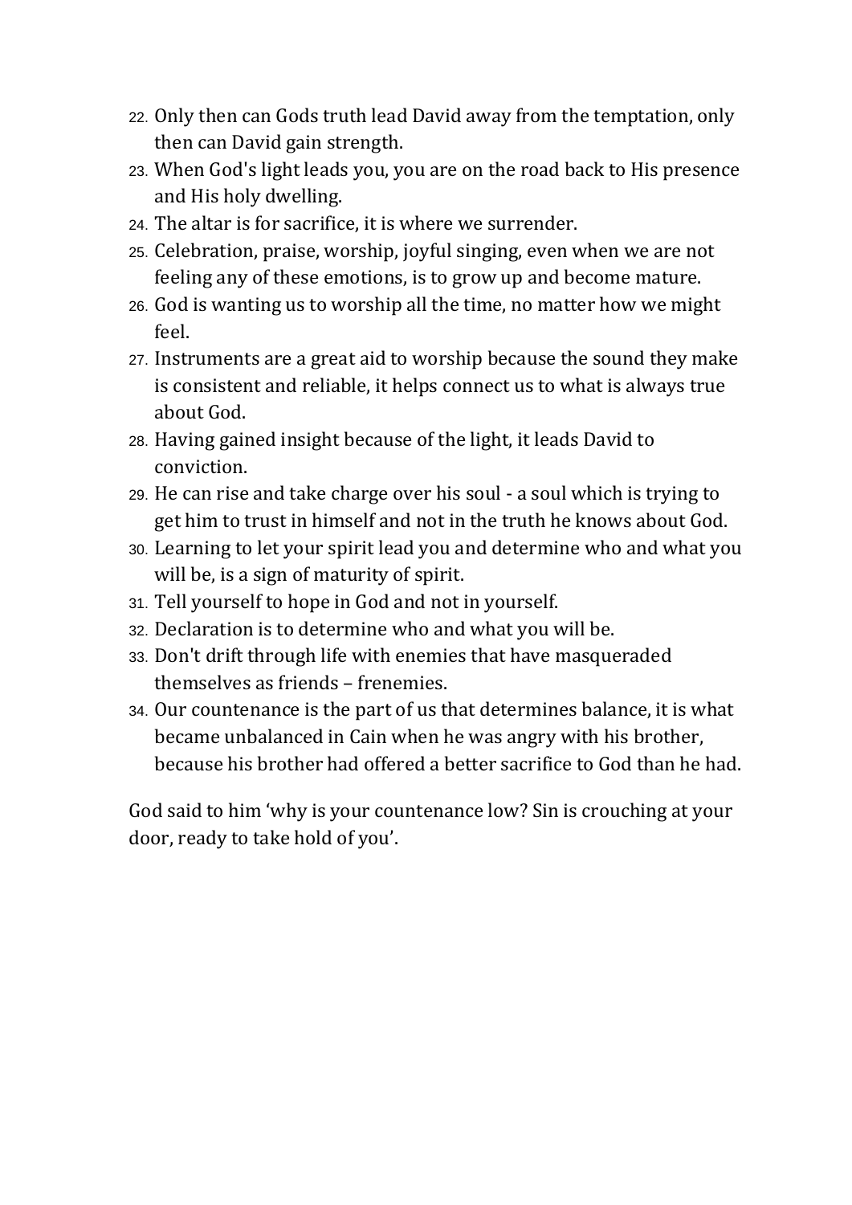22. Only then can Gods truth lead David away from the temptation, only then can David gain strength.
23. When God's light leads you, you are on the road back to His presence and His holy dwelling.
24. The altar is for sacrifice, it is where we surrender.
25. Celebration, praise, worship, joyful singing, even when we are not feeling any of these emotions, is to grow up and become mature.
26. God is wanting us to worship all the time, no matter how we might feel.
27. Instruments are a great aid to worship because the sound they make is consistent and reliable, it helps connect us to what is always true about God.
28. Having gained insight because of the light, it leads David to conviction.
29. He can rise and take charge over his soul - a soul which is trying to get him to trust in himself and not in the truth he knows about God.
30. Learning to let your spirit lead you and determine who and what you will be, is a sign of maturity of spirit.
31. Tell yourself to hope in God and not in yourself.
32. Declaration is to determine who and what you will be.
33. Don't drift through life with enemies that have masqueraded themselves as friends – frenemies.
34. Our countenance is the part of us that determines balance, it is what became unbalanced in Cain when he was angry with his brother, because his brother had offered a better sacrifice to God than he had.

God said to him 'why is your countenance low? Sin is crouching at your door, ready to take hold of you'.